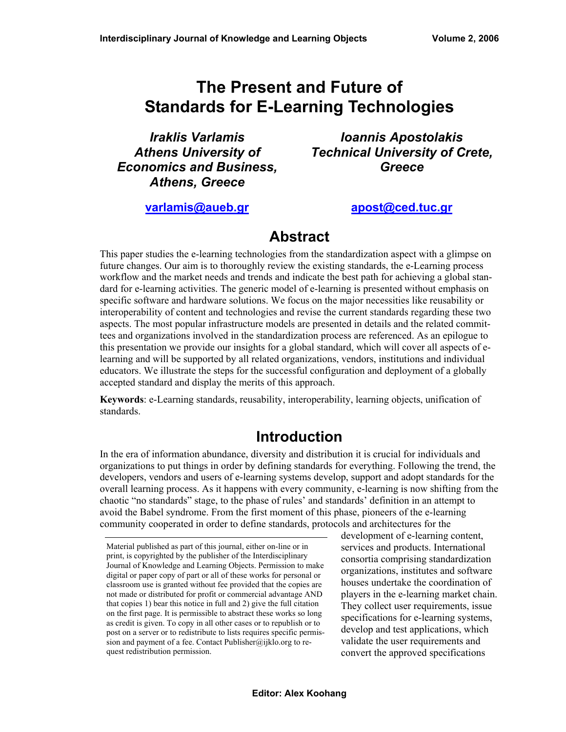# The Present and Future of Standards for E-Learning Technologies

***Iraklis Varlamis***
***Athens University of Economics and Business, Athens, Greece***

**varlamis@aueb.gr**

***Ioannis Apostolakis***
***Technical University of Crete, Greece***

**apost@ced.tuc.gr**

## Abstract

This paper studies the e-learning technologies from the standardization aspect with a glimpse on future changes. Our aim is to thoroughly review the existing standards, the e-Learning process workflow and the market needs and trends and indicate the best path for achieving a global standard for e-learning activities. The generic model of e-learning is presented without emphasis on specific software and hardware solutions. We focus on the major necessities like reusability or interoperability of content and technologies and revise the current standards regarding these two aspects. The most popular infrastructure models are presented in details and the related committees and organizations involved in the standardization process are referenced. As an epilogue to this presentation we provide our insights for a global standard, which will cover all aspects of e-learning and will be supported by all related organizations, vendors, institutions and individual educators. We illustrate the steps for the successful configuration and deployment of a globally accepted standard and display the merits of this approach.

**Keywords**: e-Learning standards, reusability, interoperability, learning objects, unification of standards.

## Introduction

In the era of information abundance, diversity and distribution it is crucial for individuals and organizations to put things in order by defining standards for everything. Following the trend, the developers, vendors and users of e-learning systems develop, support and adopt standards for the overall learning process. As it happens with every community, e-learning is now shifting from the chaotic "no standards" stage, to the phase of rules' and standards' definition in an attempt to avoid the Babel syndrome. From the first moment of this phase, pioneers of the e-learning community cooperated in order to define standards, protocols and architectures for the development of e-learning content, services and products. International consortia comprising standardization organizations, institutes and software houses undertake the coordination of players in the e-learning market chain. They collect user requirements, issue specifications for e-learning systems, develop and test applications, which validate the user requirements and convert the approved specifications

Material published as part of this journal, either on-line or in print, is copyrighted by the publisher of the Interdisciplinary Journal of Knowledge and Learning Objects. Permission to make digital or paper copy of part or all of these works for personal or classroom use is granted without fee provided that the copies are not made or distributed for profit or commercial advantage AND that copies 1) bear this notice in full and 2) give the full citation on the first page. It is permissible to abstract these works so long as credit is given. To copy in all other cases or to republish or to post on a server or to redistribute to lists requires specific permission and payment of a fee. Contact Publisher@ijklo.org to request redistribution permission.

**Editor: Alex Koohang**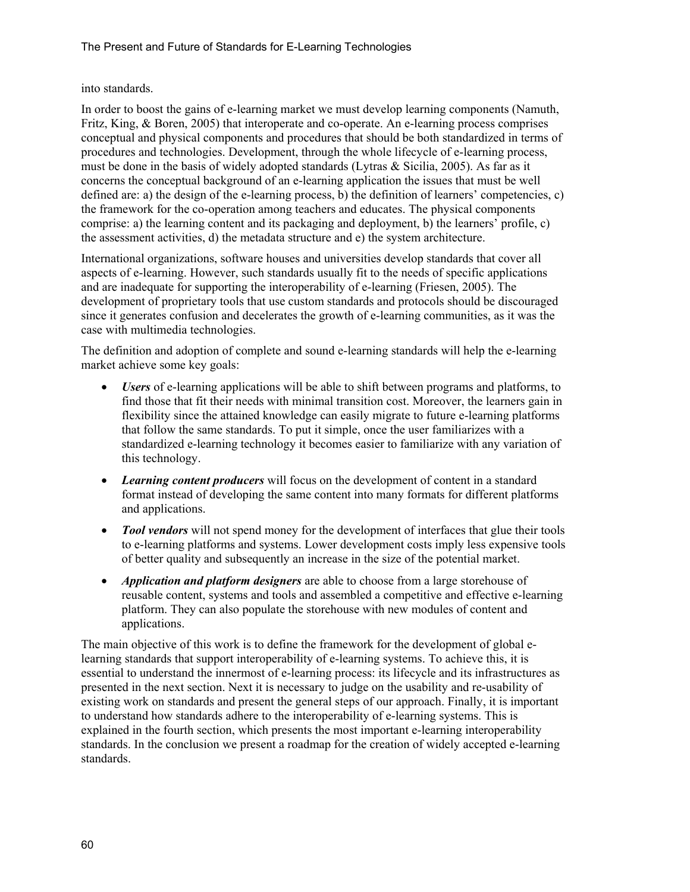into standards.

In order to boost the gains of e-learning market we must develop learning components (Namuth, Fritz, King, & Boren, 2005) that interoperate and co-operate. An e-learning process comprises conceptual and physical components and procedures that should be both standardized in terms of procedures and technologies. Development, through the whole lifecycle of e-learning process, must be done in the basis of widely adopted standards (Lytras & Sicilia, 2005). As far as it concerns the conceptual background of an e-learning application the issues that must be well defined are: a) the design of the e-learning process, b) the definition of learners' competencies, c) the framework for the co-operation among teachers and educates. The physical components comprise: a) the learning content and its packaging and deployment, b) the learners' profile, c) the assessment activities, d) the metadata structure and e) the system architecture.

International organizations, software houses and universities develop standards that cover all aspects of e-learning. However, such standards usually fit to the needs of specific applications and are inadequate for supporting the interoperability of e-learning (Friesen, 2005). The development of proprietary tools that use custom standards and protocols should be discouraged since it generates confusion and decelerates the growth of e-learning communities, as it was the case with multimedia technologies.

The definition and adoption of complete and sound e-learning standards will help the e-learning market achieve some key goals:

- ***Users*** of e-learning applications will be able to shift between programs and platforms, to find those that fit their needs with minimal transition cost. Moreover, the learners gain in flexibility since the attained knowledge can easily migrate to future e-learning platforms that follow the same standards. To put it simple, once the user familiarizes with a standardized e-learning technology it becomes easier to familiarize with any variation of this technology.
- ***Learning content producers*** will focus on the development of content in a standard format instead of developing the same content into many formats for different platforms and applications.
- ***Tool vendors*** will not spend money for the development of interfaces that glue their tools to e-learning platforms and systems. Lower development costs imply less expensive tools of better quality and subsequently an increase in the size of the potential market.
- ***Application and platform designers*** are able to choose from a large storehouse of reusable content, systems and tools and assembled a competitive and effective e-learning platform. They can also populate the storehouse with new modules of content and applications.

The main objective of this work is to define the framework for the development of global e-learning standards that support interoperability of e-learning systems. To achieve this, it is essential to understand the innermost of e-learning process: its lifecycle and its infrastructures as presented in the next section. Next it is necessary to judge on the usability and re-usability of existing work on standards and present the general steps of our approach. Finally, it is important to understand how standards adhere to the interoperability of e-learning systems. This is explained in the fourth section, which presents the most important e-learning interoperability standards. In the conclusion we present a roadmap for the creation of widely accepted e-learning standards.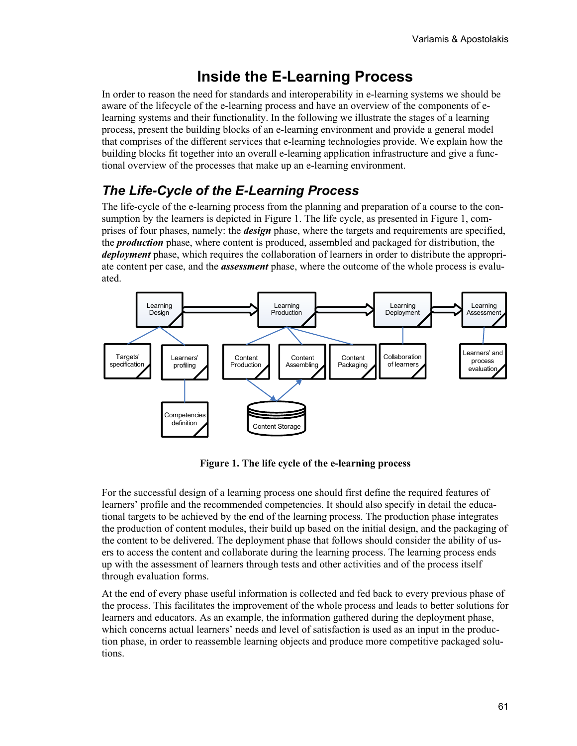# Inside the E-Learning Process

In order to reason the need for standards and interoperability in e-learning systems we should be aware of the lifecycle of the e-learning process and have an overview of the components of e-learning systems and their functionality. In the following we illustrate the stages of a learning process, present the building blocks of an e-learning environment and provide a general model that comprises of the different services that e-learning technologies provide. We explain how the building blocks fit together into an overall e-learning application infrastructure and give a functional overview of the processes that make up an e-learning environment.

## *The Life-Cycle of the E-Learning Process*

The life-cycle of the e-learning process from the planning and preparation of a course to the consumption by the learners is depicted in Figure 1. The life cycle, as presented in Figure 1, comprises of four phases, namely: the ***design*** phase, where the targets and requirements are specified, the ***production*** phase, where content is produced, assembled and packaged for distribution, the ***deployment*** phase, which requires the collaboration of learners in order to distribute the appropriate content per case, and the ***assessment*** phase, where the outcome of the whole process is evaluated.

Learning Design
Learning Production
Learning Deployment
Learning Assessment
Targets' specification
Learners' profiling
Content Production
Content Assembling
Content Packaging
Collaboration of learners
Learners' and process evaluation
Competencies definition
Content Storage

**Figure 1. The life cycle of the e-learning process**

For the successful design of a learning process one should first define the required features of learners' profile and the recommended competencies. It should also specify in detail the educational targets to be achieved by the end of the learning process. The production phase integrates the production of content modules, their build up based on the initial design, and the packaging of the content to be delivered. The deployment phase that follows should consider the ability of users to access the content and collaborate during the learning process. The learning process ends up with the assessment of learners through tests and other activities and of the process itself through evaluation forms.

At the end of every phase useful information is collected and fed back to every previous phase of the process. This facilitates the improvement of the whole process and leads to better solutions for learners and educators. As an example, the information gathered during the deployment phase, which concerns actual learners' needs and level of satisfaction is used as an input in the production phase, in order to reassemble learning objects and produce more competitive packaged solutions.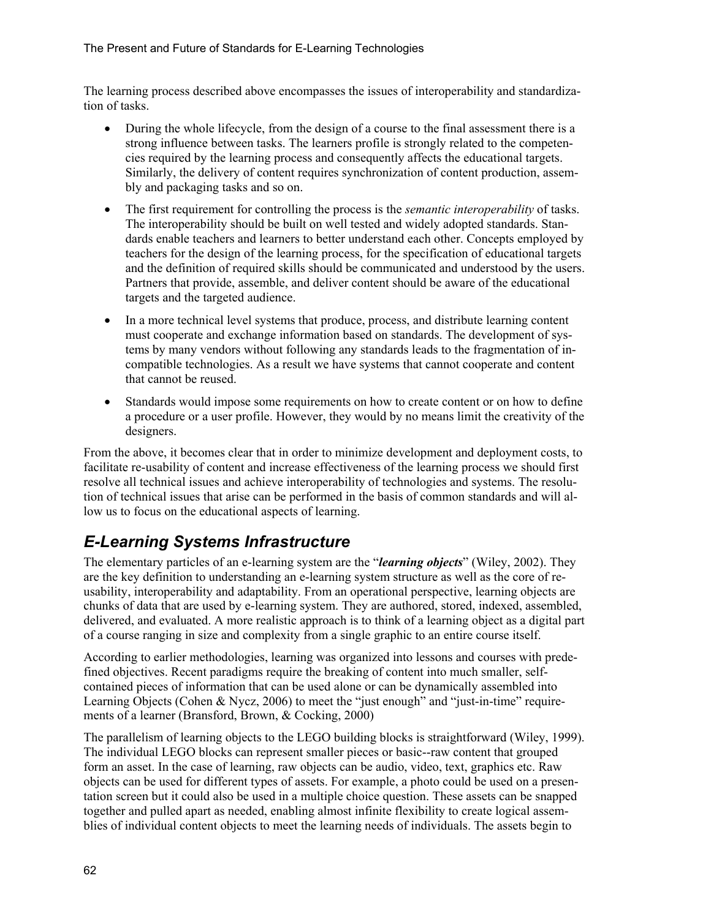The learning process described above encompasses the issues of interoperability and standardization of tasks.

- During the whole lifecycle, from the design of a course to the final assessment there is a strong influence between tasks. The learners profile is strongly related to the competencies required by the learning process and consequently affects the educational targets. Similarly, the delivery of content requires synchronization of content production, assembly and packaging tasks and so on.
- The first requirement for controlling the process is the *semantic interoperability* of tasks. The interoperability should be built on well tested and widely adopted standards. Standards enable teachers and learners to better understand each other. Concepts employed by teachers for the design of the learning process, for the specification of educational targets and the definition of required skills should be communicated and understood by the users. Partners that provide, assemble, and deliver content should be aware of the educational targets and the targeted audience.
- In a more technical level systems that produce, process, and distribute learning content must cooperate and exchange information based on standards. The development of systems by many vendors without following any standards leads to the fragmentation of incompatible technologies. As a result we have systems that cannot cooperate and content that cannot be reused.
- Standards would impose some requirements on how to create content or on how to define a procedure or a user profile. However, they would by no means limit the creativity of the designers.

From the above, it becomes clear that in order to minimize development and deployment costs, to facilitate re-usability of content and increase effectiveness of the learning process we should first resolve all technical issues and achieve interoperability of technologies and systems. The resolution of technical issues that arise can be performed in the basis of common standards and will allow us to focus on the educational aspects of learning.

## *E-Learning Systems Infrastructure*

The elementary particles of an e-learning system are the "***learning objects***" (Wiley, 2002). They are the key definition to understanding an e-learning system structure as well as the core of re-usability, interoperability and adaptability. From an operational perspective, learning objects are chunks of data that are used by e-learning system. They are authored, stored, indexed, assembled, delivered, and evaluated. A more realistic approach is to think of a learning object as a digital part of a course ranging in size and complexity from a single graphic to an entire course itself.

According to earlier methodologies, learning was organized into lessons and courses with predefined objectives. Recent paradigms require the breaking of content into much smaller, self-contained pieces of information that can be used alone or can be dynamically assembled into Learning Objects (Cohen & Nycz, 2006) to meet the "just enough" and "just-in-time" requirements of a learner (Bransford, Brown, & Cocking, 2000)

The parallelism of learning objects to the LEGO building blocks is straightforward (Wiley, 1999). The individual LEGO blocks can represent smaller pieces or basic--raw content that grouped form an asset. In the case of learning, raw objects can be audio, video, text, graphics etc. Raw objects can be used for different types of assets. For example, a photo could be used on a presentation screen but it could also be used in a multiple choice question. These assets can be snapped together and pulled apart as needed, enabling almost infinite flexibility to create logical assemblies of individual content objects to meet the learning needs of individuals. The assets begin to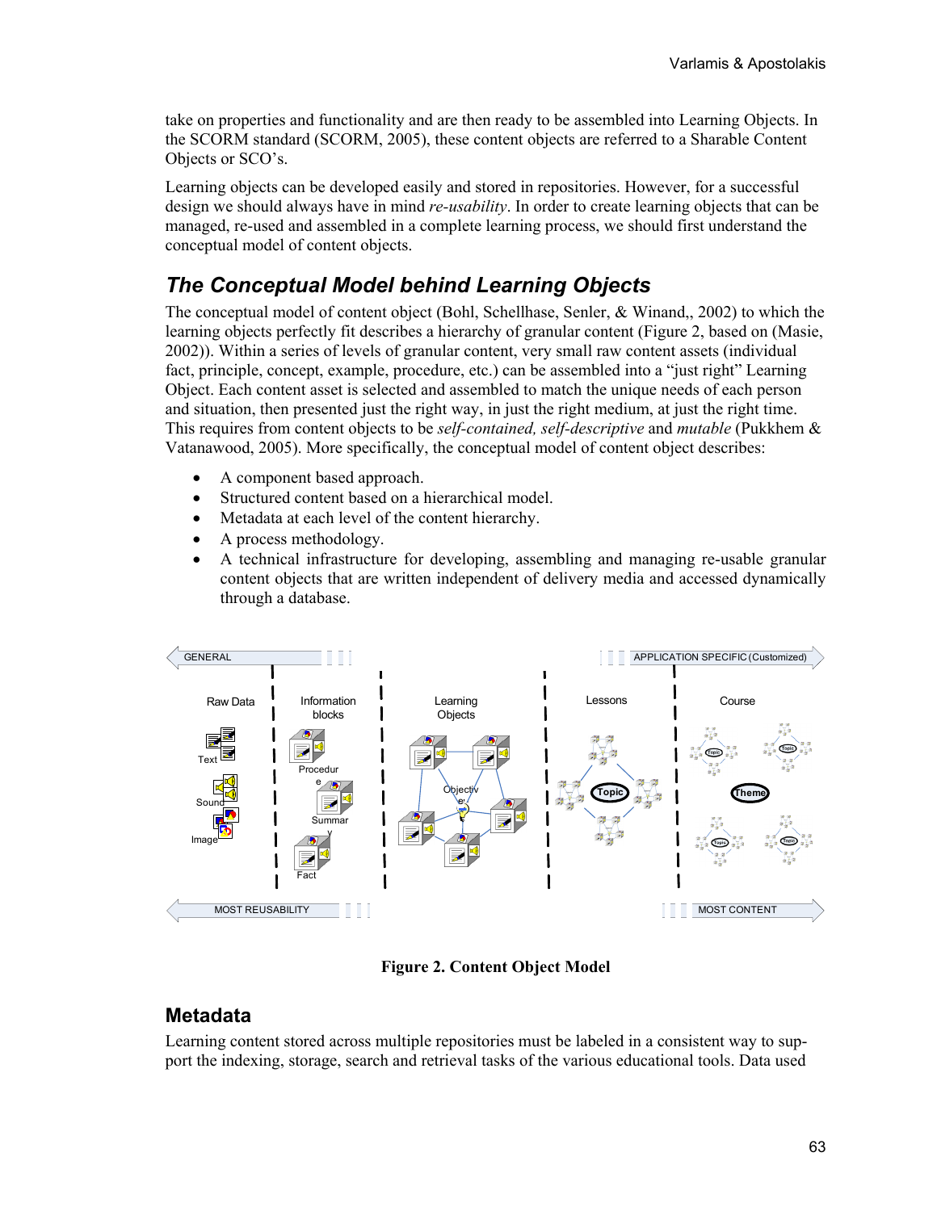take on properties and functionality and are then ready to be assembled into Learning Objects. In the SCORM standard (SCORM, 2005), these content objects are referred to a Sharable Content Objects or SCO's.

Learning objects can be developed easily and stored in repositories. However, for a successful design we should always have in mind *re-usability*. In order to create learning objects that can be managed, re-used and assembled in a complete learning process, we should first understand the conceptual model of content objects.

## The Conceptual Model behind Learning Objects

The conceptual model of content object (Bohl, Schellhase, Senler, & Winand,, 2002) to which the learning objects perfectly fit describes a hierarchy of granular content (Figure 2, based on (Masie, 2002)). Within a series of levels of granular content, very small raw content assets (individual fact, principle, concept, example, procedure, etc.) can be assembled into a "just right" Learning Object. Each content asset is selected and assembled to match the unique needs of each person and situation, then presented just the right way, in just the right medium, at just the right time. This requires from content objects to be *self-contained, self-descriptive* and *mutable* (Pukkhem & Vatanawood, 2005). More specifically, the conceptual model of content object describes:

- A component based approach.
- Structured content based on a hierarchical model.
- Metadata at each level of the content hierarchy.
- A process methodology.
- A technical infrastructure for developing, assembling and managing re-usable granular content objects that are written independent of delivery media and accessed dynamically through a database.

GENERAL

APPLICATION SPECIFIC (Customized)

Raw Data

Text

Sound

Image

Information blocks

Procedure

Summary

Fact

Learning Objects

Objective

Lessons

Topic

Course

Theme

MOST REUSABILITY

MOST CONTENT

**Figure 2. Content Object Model**

## Metadata

Learning content stored across multiple repositories must be labeled in a consistent way to support the indexing, storage, search and retrieval tasks of the various educational tools. Data used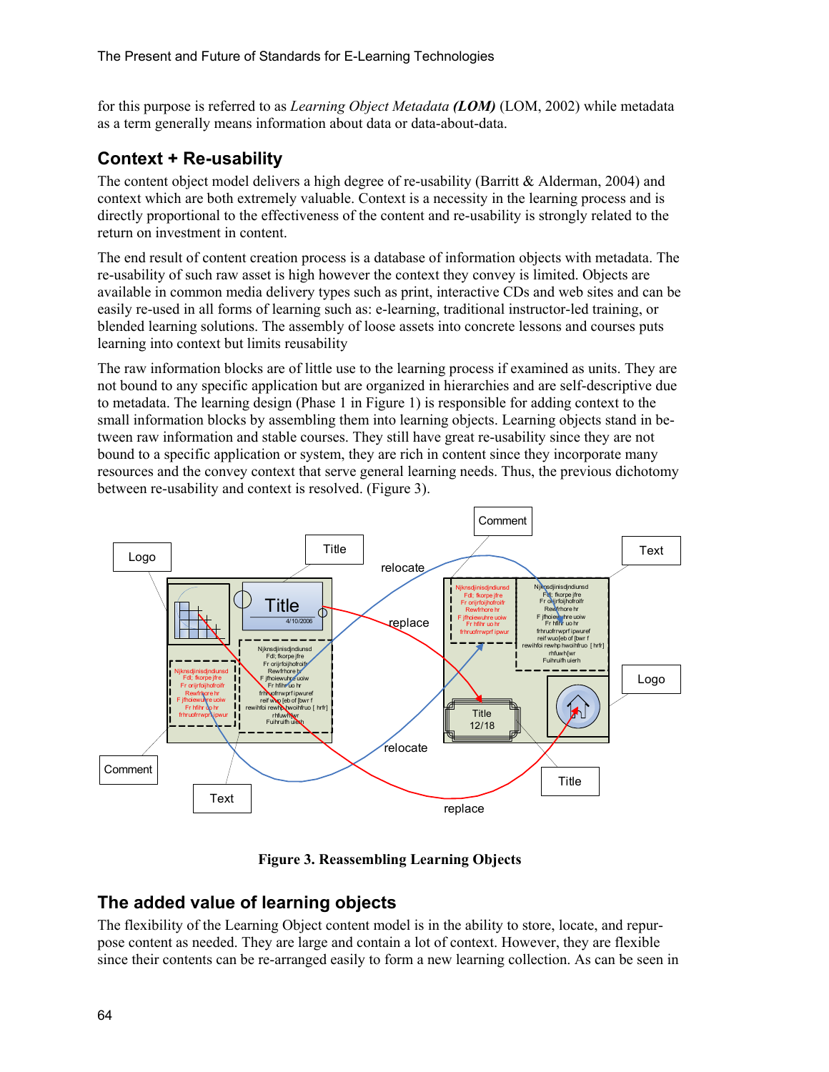for this purpose is referred to as *Learning Object Metadata* ***(LOM)*** (LOM, 2002) while metadata as a term generally means information about data or data-about-data.

## Context + Re-usability

The content object model delivers a high degree of re-usability (Barritt & Alderman, 2004) and context which are both extremely valuable. Context is a necessity in the learning process and is directly proportional to the effectiveness of the content and re-usability is strongly related to the return on investment in content.

The end result of content creation process is a database of information objects with metadata. The re-usability of such raw asset is high however the context they convey is limited. Objects are available in common media delivery types such as print, interactive CDs and web sites and can be easily re-used in all forms of learning such as: e-learning, traditional instructor-led training, or blended learning solutions. The assembly of loose assets into concrete lessons and courses puts learning into context but limits reusability

The raw information blocks are of little use to the learning process if examined as units. They are not bound to any specific application but are organized in hierarchies and are self-descriptive due to metadata. The learning design (Phase 1 in Figure 1) is responsible for adding context to the small information blocks by assembling them into learning objects. Learning objects stand in between raw information and stable courses. They still have great re-usability since they are not bound to a specific application or system, they are rich in content since they incorporate many resources and the convey context that serve general learning needs. Thus, the previous dichotomy between re-usability and context is resolved. (Figure 3).

Logo
Title
relocate
Comment
Text
replace
Logo
Title
4/10/2006
Title
12/18
relocate
Comment
Text
Title
replace

**Figure 3. Reassembling Learning Objects**

## The added value of learning objects

The flexibility of the Learning Object content model is in the ability to store, locate, and repurpose content as needed. They are large and contain a lot of context. However, they are flexible since their contents can be re-arranged easily to form a new learning collection. As can be seen in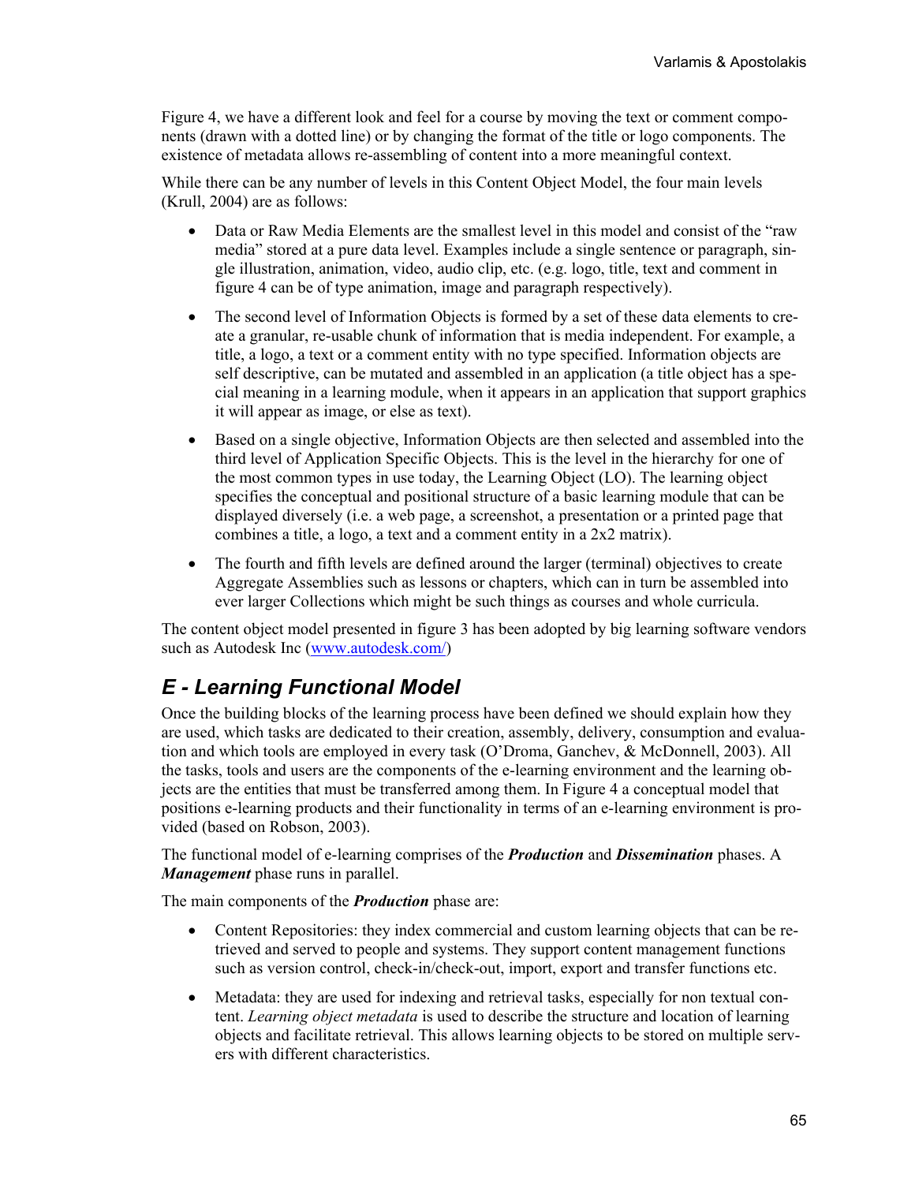Figure 4, we have a different look and feel for a course by moving the text or comment components (drawn with a dotted line) or by changing the format of the title or logo components. The existence of metadata allows re-assembling of content into a more meaningful context.

While there can be any number of levels in this Content Object Model, the four main levels (Krull, 2004) are as follows:

- Data or Raw Media Elements are the smallest level in this model and consist of the "raw media" stored at a pure data level. Examples include a single sentence or paragraph, single illustration, animation, video, audio clip, etc. (e.g. logo, title, text and comment in figure 4 can be of type animation, image and paragraph respectively).
- The second level of Information Objects is formed by a set of these data elements to create a granular, re-usable chunk of information that is media independent. For example, a title, a logo, a text or a comment entity with no type specified. Information objects are self descriptive, can be mutated and assembled in an application (a title object has a special meaning in a learning module, when it appears in an application that support graphics it will appear as image, or else as text).
- Based on a single objective, Information Objects are then selected and assembled into the third level of Application Specific Objects. This is the level in the hierarchy for one of the most common types in use today, the Learning Object (LO). The learning object specifies the conceptual and positional structure of a basic learning module that can be displayed diversely (i.e. a web page, a screenshot, a presentation or a printed page that combines a title, a logo, a text and a comment entity in a 2x2 matrix).
- The fourth and fifth levels are defined around the larger (terminal) objectives to create Aggregate Assemblies such as lessons or chapters, which can in turn be assembled into ever larger Collections which might be such things as courses and whole curricula.

The content object model presented in figure 3 has been adopted by big learning software vendors such as Autodesk Inc (www.autodesk.com/)

## *E - Learning Functional Model*

Once the building blocks of the learning process have been defined we should explain how they are used, which tasks are dedicated to their creation, assembly, delivery, consumption and evaluation and which tools are employed in every task (O'Droma, Ganchev, & McDonnell, 2003). All the tasks, tools and users are the components of the e-learning environment and the learning objects are the entities that must be transferred among them. In Figure 4 a conceptual model that positions e-learning products and their functionality in terms of an e-learning environment is provided (based on Robson, 2003).

The functional model of e-learning comprises of the ***Production*** and ***Dissemination*** phases. A ***Management*** phase runs in parallel.

The main components of the ***Production*** phase are:

- Content Repositories: they index commercial and custom learning objects that can be retrieved and served to people and systems. They support content management functions such as version control, check-in/check-out, import, export and transfer functions etc.
- Metadata: they are used for indexing and retrieval tasks, especially for non textual content. *Learning object metadata* is used to describe the structure and location of learning objects and facilitate retrieval. This allows learning objects to be stored on multiple servers with different characteristics.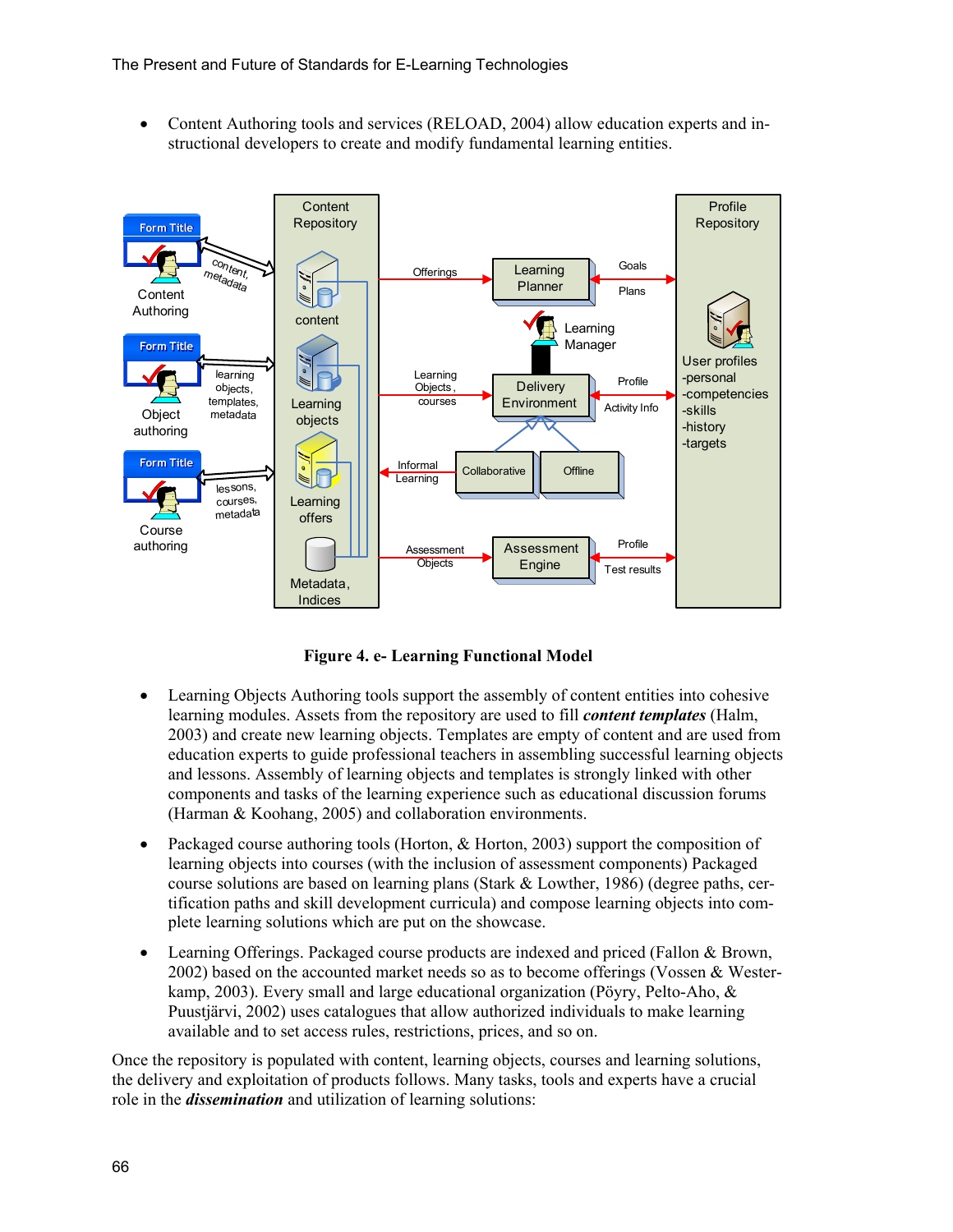- Content Authoring tools and services (RELOAD, 2004) allow education experts and instructional developers to create and modify fundamental learning entities.

**Figure 4. e- Learning Functional Model**

- Learning Objects Authoring tools support the assembly of content entities into cohesive learning modules. Assets from the repository are used to fill ***content templates*** (Halm, 2003) and create new learning objects. Templates are empty of content and are used from education experts to guide professional teachers in assembling successful learning objects and lessons. Assembly of learning objects and templates is strongly linked with other components and tasks of the learning experience such as educational discussion forums (Harman & Koohang, 2005) and collaboration environments.
- Packaged course authoring tools (Horton, & Horton, 2003) support the composition of learning objects into courses (with the inclusion of assessment components) Packaged course solutions are based on learning plans (Stark & Lowther, 1986) (degree paths, certification paths and skill development curricula) and compose learning objects into complete learning solutions which are put on the showcase.
- Learning Offerings. Packaged course products are indexed and priced (Fallon & Brown, 2002) based on the accounted market needs so as to become offerings (Vossen & Westerkamp, 2003). Every small and large educational organization (Pöyry, Pelto-Aho, & Puustjärvi, 2002) uses catalogues that allow authorized individuals to make learning available and to set access rules, restrictions, prices, and so on.

Once the repository is populated with content, learning objects, courses and learning solutions, the delivery and exploitation of products follows. Many tasks, tools and experts have a crucial role in the ***dissemination*** and utilization of learning solutions: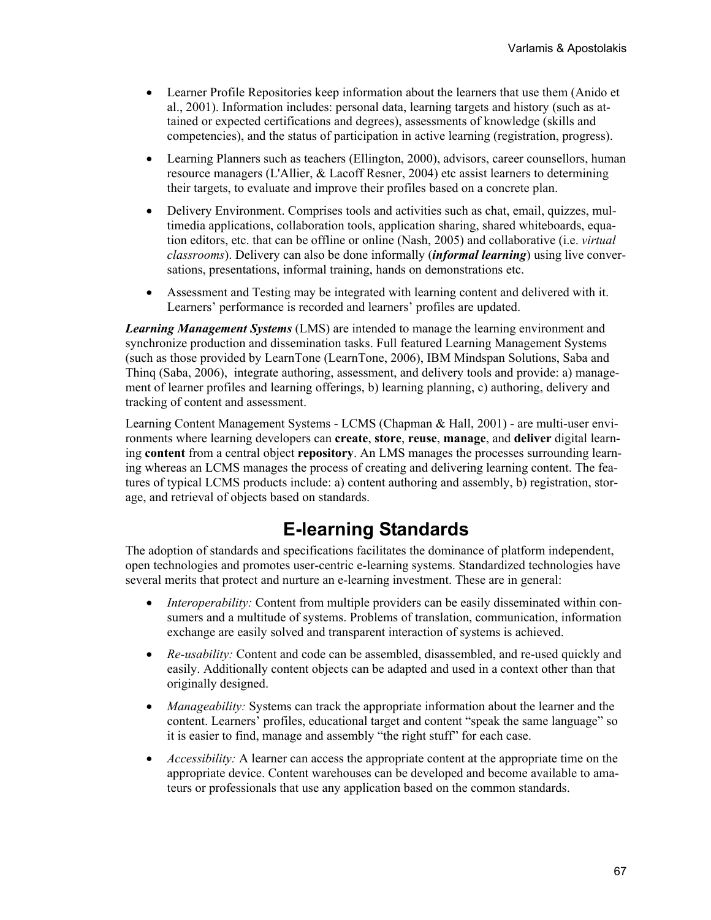- Learner Profile Repositories keep information about the learners that use them (Anido et al., 2001). Information includes: personal data, learning targets and history (such as attained or expected certifications and degrees), assessments of knowledge (skills and competencies), and the status of participation in active learning (registration, progress).
- Learning Planners such as teachers (Ellington, 2000), advisors, career counsellors, human resource managers (L'Allier, & Lacoff Resner, 2004) etc assist learners to determining their targets, to evaluate and improve their profiles based on a concrete plan.
- Delivery Environment. Comprises tools and activities such as chat, email, quizzes, multimedia applications, collaboration tools, application sharing, shared whiteboards, equation editors, etc. that can be offline or online (Nash, 2005) and collaborative (i.e. *virtual classrooms*). Delivery can also be done informally (***informal learning***) using live conversations, presentations, informal training, hands on demonstrations etc.
- Assessment and Testing may be integrated with learning content and delivered with it. Learners' performance is recorded and learners' profiles are updated.

***Learning Management Systems*** (LMS) are intended to manage the learning environment and synchronize production and dissemination tasks. Full featured Learning Management Systems (such as those provided by LearnTone (LearnTone, 2006), IBM Mindspan Solutions, Saba and Thinq (Saba, 2006), integrate authoring, assessment, and delivery tools and provide: a) management of learner profiles and learning offerings, b) learning planning, c) authoring, delivery and tracking of content and assessment.

Learning Content Management Systems - LCMS (Chapman & Hall, 2001) - are multi-user environments where learning developers can **create**, **store**, **reuse**, **manage**, and **deliver** digital learning **content** from a central object **repository**. An LMS manages the processes surrounding learning whereas an LCMS manages the process of creating and delivering learning content. The features of typical LCMS products include: a) content authoring and assembly, b) registration, storage, and retrieval of objects based on standards.

## E-learning Standards

The adoption of standards and specifications facilitates the dominance of platform independent, open technologies and promotes user-centric e-learning systems. Standardized technologies have several merits that protect and nurture an e-learning investment. These are in general:

- *Interoperability:* Content from multiple providers can be easily disseminated within consumers and a multitude of systems. Problems of translation, communication, information exchange are easily solved and transparent interaction of systems is achieved.
- *Re-usability:* Content and code can be assembled, disassembled, and re-used quickly and easily. Additionally content objects can be adapted and used in a context other than that originally designed.
- *Manageability:* Systems can track the appropriate information about the learner and the content. Learners' profiles, educational target and content "speak the same language" so it is easier to find, manage and assembly "the right stuff" for each case.
- *Accessibility:* A learner can access the appropriate content at the appropriate time on the appropriate device. Content warehouses can be developed and become available to amateurs or professionals that use any application based on the common standards.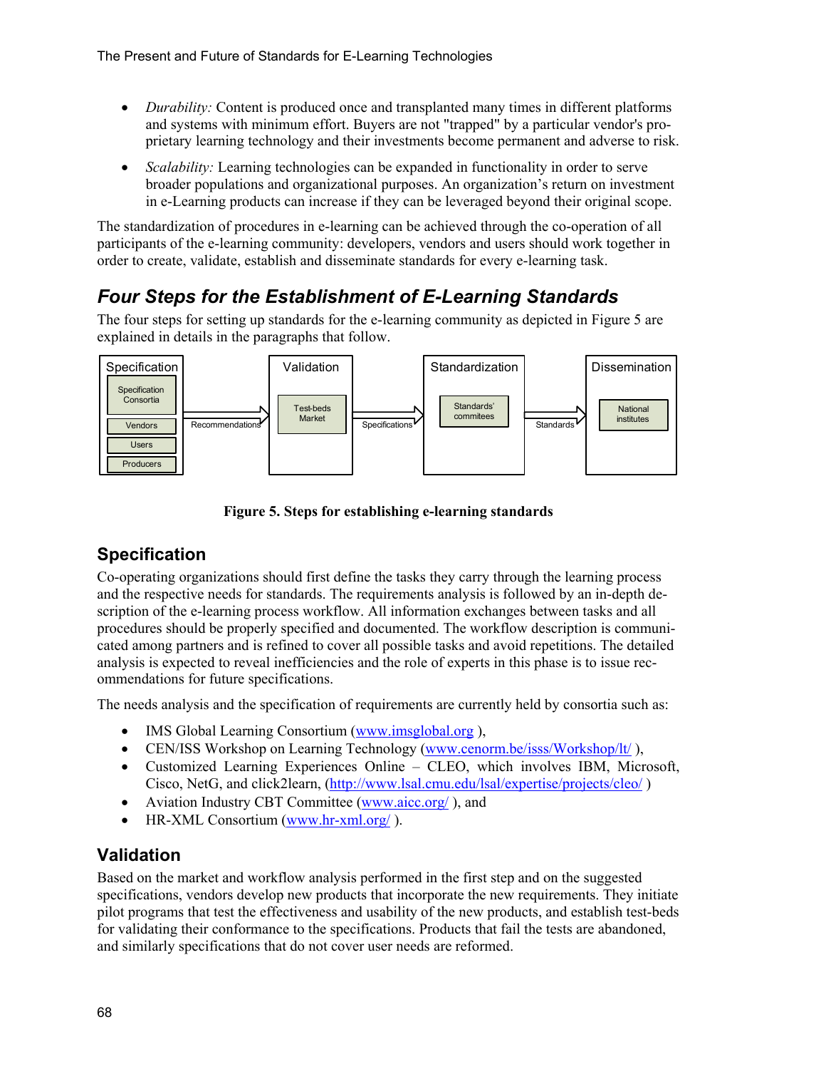- *Durability:* Content is produced once and transplanted many times in different platforms and systems with minimum effort. Buyers are not "trapped" by a particular vendor's proprietary learning technology and their investments become permanent and adverse to risk.
- *Scalability:* Learning technologies can be expanded in functionality in order to serve broader populations and organizational purposes. An organization's return on investment in e-Learning products can increase if they can be leveraged beyond their original scope.

The standardization of procedures in e-learning can be achieved through the co-operation of all participants of the e-learning community: developers, vendors and users should work together in order to create, validate, establish and disseminate standards for every e-learning task.

## Four Steps for the Establishment of E-Learning Standards

The four steps for setting up standards for the e-learning community as depicted in Figure 5 are explained in details in the paragraphs that follow.

Specification
Specification Consortia
Vendors
Users
Producers
Recommendations
Validation
Test-beds Market
Specifications
Standardization
Standards' commitees
Standards
Dissemination
National institutes

**Figure 5. Steps for establishing e-learning standards**

### Specification

Co-operating organizations should first define the tasks they carry through the learning process and the respective needs for standards. The requirements analysis is followed by an in-depth description of the e-learning process workflow. All information exchanges between tasks and all procedures should be properly specified and documented. The workflow description is communicated among partners and is refined to cover all possible tasks and avoid repetitions. The detailed analysis is expected to reveal inefficiencies and the role of experts in this phase is to issue recommendations for future specifications.

The needs analysis and the specification of requirements are currently held by consortia such as:

- IMS Global Learning Consortium (www.imsglobal.org ),
- CEN/ISS Workshop on Learning Technology (www.cenorm.be/isss/Workshop/lt/ ),
- Customized Learning Experiences Online – CLEO, which involves IBM, Microsoft, Cisco, NetG, and click2learn, (http://www.lsal.cmu.edu/lsal/expertise/projects/cleo/ )
- Aviation Industry CBT Committee (www.aicc.org/ ), and
- HR-XML Consortium (www.hr-xml.org/ ).

### Validation

Based on the market and workflow analysis performed in the first step and on the suggested specifications, vendors develop new products that incorporate the new requirements. They initiate pilot programs that test the effectiveness and usability of the new products, and establish test-beds for validating their conformance to the specifications. Products that fail the tests are abandoned, and similarly specifications that do not cover user needs are reformed.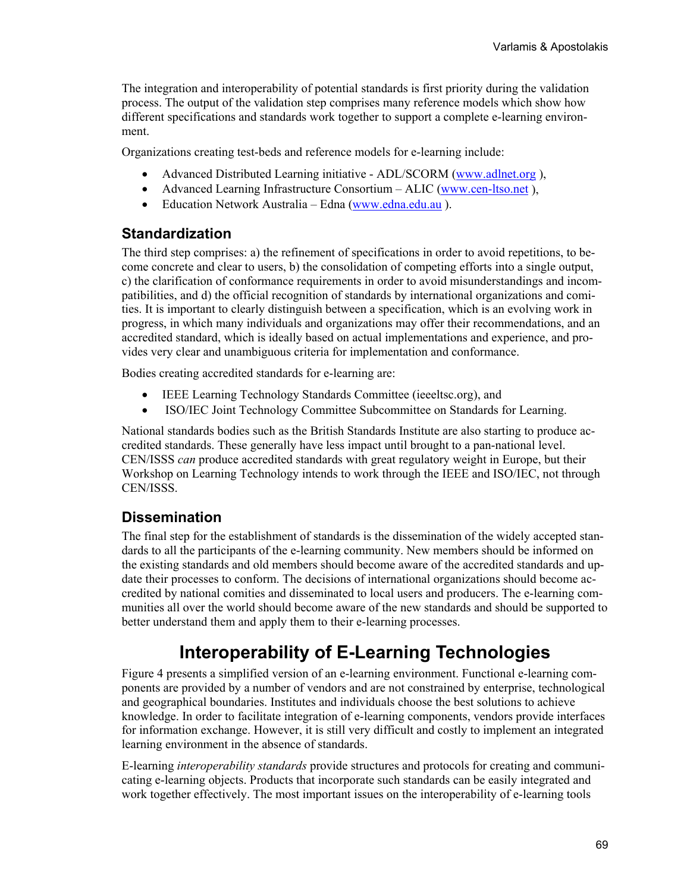The integration and interoperability of potential standards is first priority during the validation process. The output of the validation step comprises many reference models which show how different specifications and standards work together to support a complete e-learning environment.

Organizations creating test-beds and reference models for e-learning include:

- Advanced Distributed Learning initiative - ADL/SCORM (www.adlnet.org ),
- Advanced Learning Infrastructure Consortium – ALIC (www.cen-ltso.net ),
- Education Network Australia – Edna (www.edna.edu.au ).

## Standardization

The third step comprises: a) the refinement of specifications in order to avoid repetitions, to become concrete and clear to users, b) the consolidation of competing efforts into a single output, c) the clarification of conformance requirements in order to avoid misunderstandings and incompatibilities, and d) the official recognition of standards by international organizations and comities. It is important to clearly distinguish between a specification, which is an evolving work in progress, in which many individuals and organizations may offer their recommendations, and an accredited standard, which is ideally based on actual implementations and experience, and provides very clear and unambiguous criteria for implementation and conformance.

Bodies creating accredited standards for e-learning are:

- IEEE Learning Technology Standards Committee (ieeeltsc.org), and
- ISO/IEC Joint Technology Committee Subcommittee on Standards for Learning.

National standards bodies such as the British Standards Institute are also starting to produce accredited standards. These generally have less impact until brought to a pan-national level. CEN/ISSS *can* produce accredited standards with great regulatory weight in Europe, but their Workshop on Learning Technology intends to work through the IEEE and ISO/IEC, not through CEN/ISSS.

## Dissemination

The final step for the establishment of standards is the dissemination of the widely accepted standards to all the participants of the e-learning community. New members should be informed on the existing standards and old members should become aware of the accredited standards and update their processes to conform. The decisions of international organizations should become accredited by national comities and disseminated to local users and producers. The e-learning communities all over the world should become aware of the new standards and should be supported to better understand them and apply them to their e-learning processes.

# Interoperability of E-Learning Technologies

Figure 4 presents a simplified version of an e-learning environment. Functional e-learning components are provided by a number of vendors and are not constrained by enterprise, technological and geographical boundaries. Institutes and individuals choose the best solutions to achieve knowledge. In order to facilitate integration of e-learning components, vendors provide interfaces for information exchange. However, it is still very difficult and costly to implement an integrated learning environment in the absence of standards.

E-learning *interoperability standards* provide structures and protocols for creating and communicating e-learning objects. Products that incorporate such standards can be easily integrated and work together effectively. The most important issues on the interoperability of e-learning tools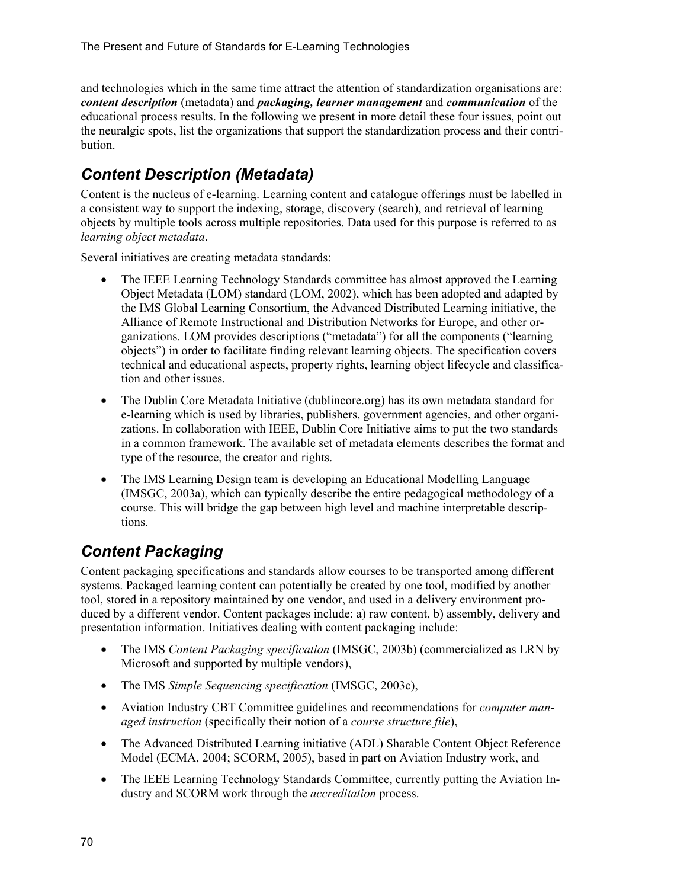and technologies which in the same time attract the attention of standardization organisations are: ***content description*** (metadata) and ***packaging, learner management*** and ***communication*** of the educational process results. In the following we present in more detail these four issues, point out the neuralgic spots, list the organizations that support the standardization process and their contribution.

## *Content Description (Metadata)*

Content is the nucleus of e-learning. Learning content and catalogue offerings must be labelled in a consistent way to support the indexing, storage, discovery (search), and retrieval of learning objects by multiple tools across multiple repositories. Data used for this purpose is referred to as *learning object metadata*.

Several initiatives are creating metadata standards:

- The IEEE Learning Technology Standards committee has almost approved the Learning Object Metadata (LOM) standard (LOM, 2002), which has been adopted and adapted by the IMS Global Learning Consortium, the Advanced Distributed Learning initiative, the Alliance of Remote Instructional and Distribution Networks for Europe, and other organizations. LOM provides descriptions ("metadata") for all the components ("learning objects") in order to facilitate finding relevant learning objects. The specification covers technical and educational aspects, property rights, learning object lifecycle and classification and other issues.
- The Dublin Core Metadata Initiative (dublincore.org) has its own metadata standard for e-learning which is used by libraries, publishers, government agencies, and other organizations. In collaboration with IEEE, Dublin Core Initiative aims to put the two standards in a common framework. The available set of metadata elements describes the format and type of the resource, the creator and rights.
- The IMS Learning Design team is developing an Educational Modelling Language (IMSGC, 2003a), which can typically describe the entire pedagogical methodology of a course. This will bridge the gap between high level and machine interpretable descriptions.

## *Content Packaging*

Content packaging specifications and standards allow courses to be transported among different systems. Packaged learning content can potentially be created by one tool, modified by another tool, stored in a repository maintained by one vendor, and used in a delivery environment produced by a different vendor. Content packages include: a) raw content, b) assembly, delivery and presentation information. Initiatives dealing with content packaging include:

- The IMS *Content Packaging specification* (IMSGC, 2003b) (commercialized as LRN by Microsoft and supported by multiple vendors),
- The IMS *Simple Sequencing specification* (IMSGC, 2003c),
- Aviation Industry CBT Committee guidelines and recommendations for *computer managed instruction* (specifically their notion of a *course structure file*),
- The Advanced Distributed Learning initiative (ADL) Sharable Content Object Reference Model (ECMA, 2004; SCORM, 2005), based in part on Aviation Industry work, and
- The IEEE Learning Technology Standards Committee, currently putting the Aviation Industry and SCORM work through the *accreditation* process.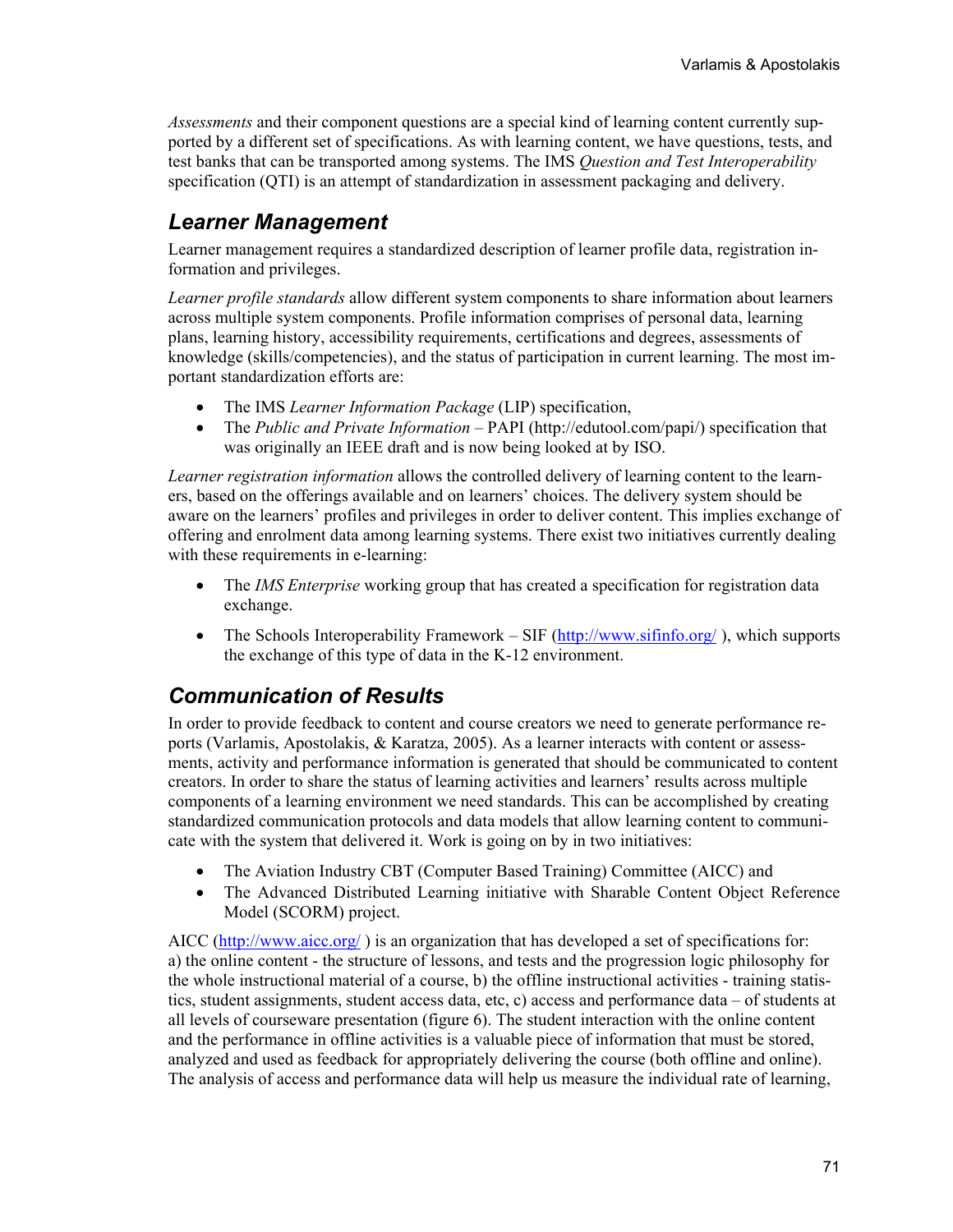*Assessments* and their component questions are a special kind of learning content currently supported by a different set of specifications. As with learning content, we have questions, tests, and test banks that can be transported among systems. The IMS *Question and Test Interoperability* specification (QTI) is an attempt of standardization in assessment packaging and delivery.

## *Learner Management*

Learner management requires a standardized description of learner profile data, registration information and privileges.

*Learner profile standards* allow different system components to share information about learners across multiple system components. Profile information comprises of personal data, learning plans, learning history, accessibility requirements, certifications and degrees, assessments of knowledge (skills/competencies), and the status of participation in current learning. The most important standardization efforts are:

- The IMS *Learner Information Package* (LIP) specification,
- The *Public and Private Information* – PAPI (http://edutool.com/papi/) specification that was originally an IEEE draft and is now being looked at by ISO.

*Learner registration information* allows the controlled delivery of learning content to the learners, based on the offerings available and on learners' choices. The delivery system should be aware on the learners' profiles and privileges in order to deliver content. This implies exchange of offering and enrolment data among learning systems. There exist two initiatives currently dealing with these requirements in e-learning:

- The *IMS Enterprise* working group that has created a specification for registration data exchange.
- The Schools Interoperability Framework – SIF (http://www.sifinfo.org/ ), which supports the exchange of this type of data in the K-12 environment.

## *Communication of Results*

In order to provide feedback to content and course creators we need to generate performance reports (Varlamis, Apostolakis, & Karatza, 2005). As a learner interacts with content or assessments, activity and performance information is generated that should be communicated to content creators. In order to share the status of learning activities and learners' results across multiple components of a learning environment we need standards. This can be accomplished by creating standardized communication protocols and data models that allow learning content to communicate with the system that delivered it. Work is going on by in two initiatives:

- The Aviation Industry CBT (Computer Based Training) Committee (AICC) and
- The Advanced Distributed Learning initiative with Sharable Content Object Reference Model (SCORM) project.

AICC (http://www.aicc.org/ ) is an organization that has developed a set of specifications for: a) the online content - the structure of lessons, and tests and the progression logic philosophy for the whole instructional material of a course, b) the offline instructional activities - training statistics, student assignments, student access data, etc, c) access and performance data – of students at all levels of courseware presentation (figure 6). The student interaction with the online content and the performance in offline activities is a valuable piece of information that must be stored, analyzed and used as feedback for appropriately delivering the course (both offline and online). The analysis of access and performance data will help us measure the individual rate of learning,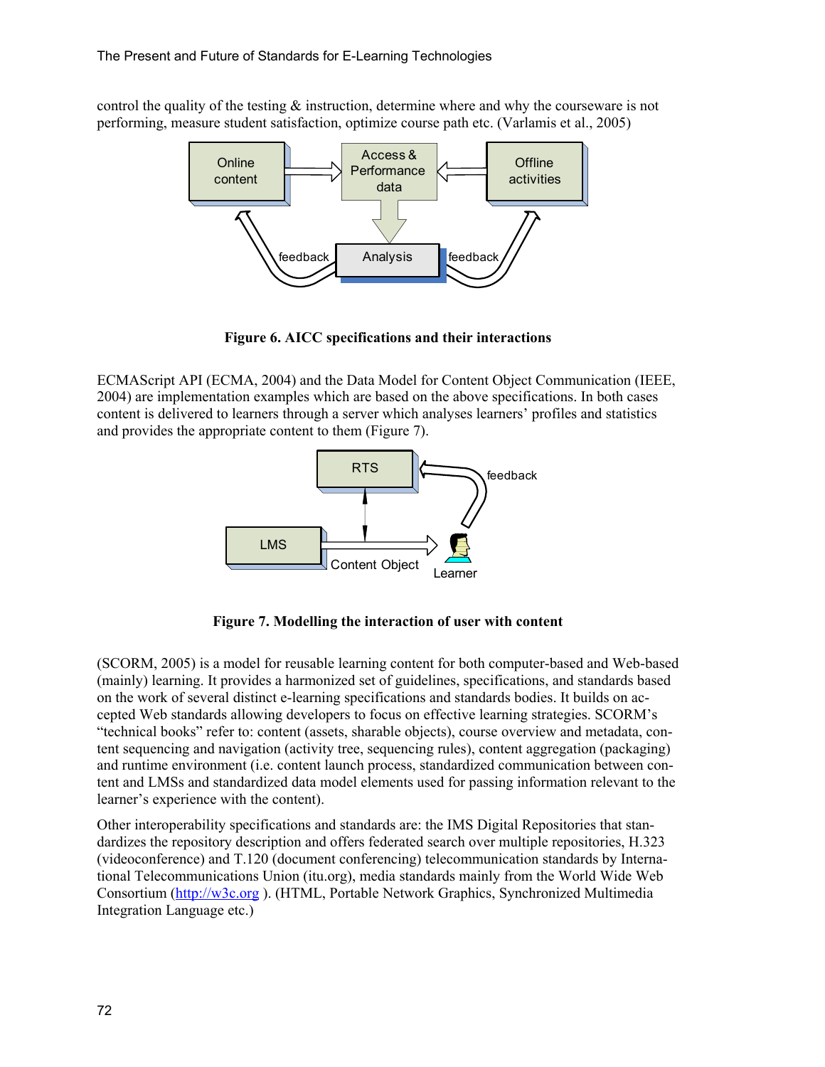control the quality of the testing & instruction, determine where and why the courseware is not performing, measure student satisfaction, optimize course path etc. (Varlamis et al., 2005)

Online content

Access & Performance data

Offline activities

feedback

Analysis

feedback

**Figure 6. AICC specifications and their interactions**

ECMAScript API (ECMA, 2004) and the Data Model for Content Object Communication (IEEE, 2004) are implementation examples which are based on the above specifications. In both cases content is delivered to learners through a server which analyses learners' profiles and statistics and provides the appropriate content to them (Figure 7).

RTS

feedback

LMS

Content Object

Learner

**Figure 7. Modelling the interaction of user with content**

(SCORM, 2005) is a model for reusable learning content for both computer-based and Web-based (mainly) learning. It provides a harmonized set of guidelines, specifications, and standards based on the work of several distinct e-learning specifications and standards bodies. It builds on accepted Web standards allowing developers to focus on effective learning strategies. SCORM's "technical books" refer to: content (assets, sharable objects), course overview and metadata, content sequencing and navigation (activity tree, sequencing rules), content aggregation (packaging) and runtime environment (i.e. content launch process, standardized communication between content and LMSs and standardized data model elements used for passing information relevant to the learner's experience with the content).

Other interoperability specifications and standards are: the IMS Digital Repositories that standardizes the repository description and offers federated search over multiple repositories, H.323 (videoconference) and T.120 (document conferencing) telecommunication standards by International Telecommunications Union (itu.org), media standards mainly from the World Wide Web Consortium (http://w3c.org ). (HTML, Portable Network Graphics, Synchronized Multimedia Integration Language etc.)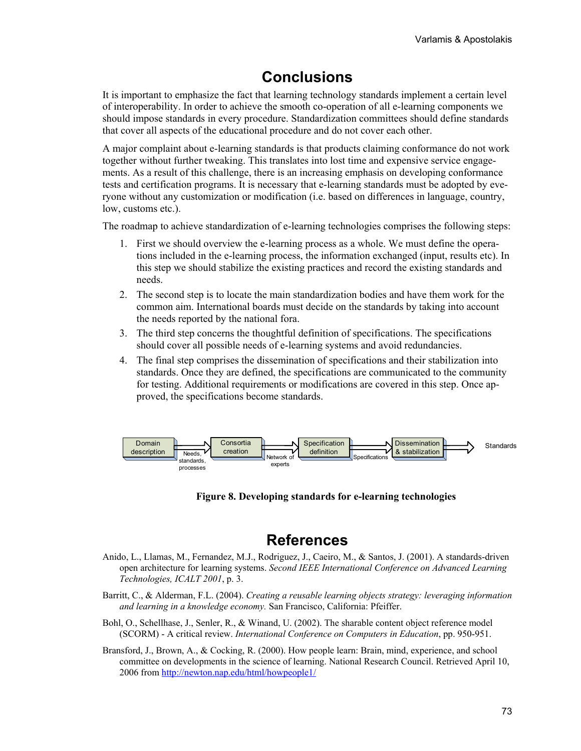# Conclusions

It is important to emphasize the fact that learning technology standards implement a certain level of interoperability. In order to achieve the smooth co-operation of all e-learning components we should impose standards in every procedure. Standardization committees should define standards that cover all aspects of the educational procedure and do not cover each other.

A major complaint about e-learning standards is that products claiming conformance do not work together without further tweaking. This translates into lost time and expensive service engagements. As a result of this challenge, there is an increasing emphasis on developing conformance tests and certification programs. It is necessary that e-learning standards must be adopted by everyone without any customization or modification (i.e. based on differences in language, country, low, customs etc.).

The roadmap to achieve standardization of e-learning technologies comprises the following steps:

1. First we should overview the e-learning process as a whole. We must define the operations included in the e-learning process, the information exchanged (input, results etc). In this step we should stabilize the existing practices and record the existing standards and needs.
2. The second step is to locate the main standardization bodies and have them work for the common aim. International boards must decide on the standards by taking into account the needs reported by the national fora.
3. The third step concerns the thoughtful definition of specifications. The specifications should cover all possible needs of e-learning systems and avoid redundancies.
4. The final step comprises the dissemination of specifications and their stabilization into standards. Once they are defined, the specifications are communicated to the community for testing. Additional requirements or modifications are covered in this step. Once approved, the specifications become standards.

Domain description
Needs, standards, processes
Consortia creation
Network of experts
Specification definition
Specifications
Dissemination & stabilization
Standards

**Figure 8. Developing standards for e-learning technologies**

# References

Anido, L., Llamas, M., Fernandez, M.J., Rodriguez, J., Caeiro, M., & Santos, J. (2001). A standards-driven open architecture for learning systems. *Second IEEE International Conference on Advanced Learning Technologies, ICALT 2001*, p. 3.

Barritt, C., & Alderman, F.L. (2004). *Creating a reusable learning objects strategy: leveraging information and learning in a knowledge economy.* San Francisco, California: Pfeiffer.

Bohl, O., Schellhase, J., Senler, R., & Winand, U. (2002). The sharable content object reference model (SCORM) - A critical review. *International Conference on Computers in Education*, pp. 950-951.

Bransford, J., Brown, A., & Cocking, R. (2000). How people learn: Brain, mind, experience, and school committee on developments in the science of learning. National Research Council. Retrieved April 10, 2006 from http://newton.nap.edu/html/howpeople1/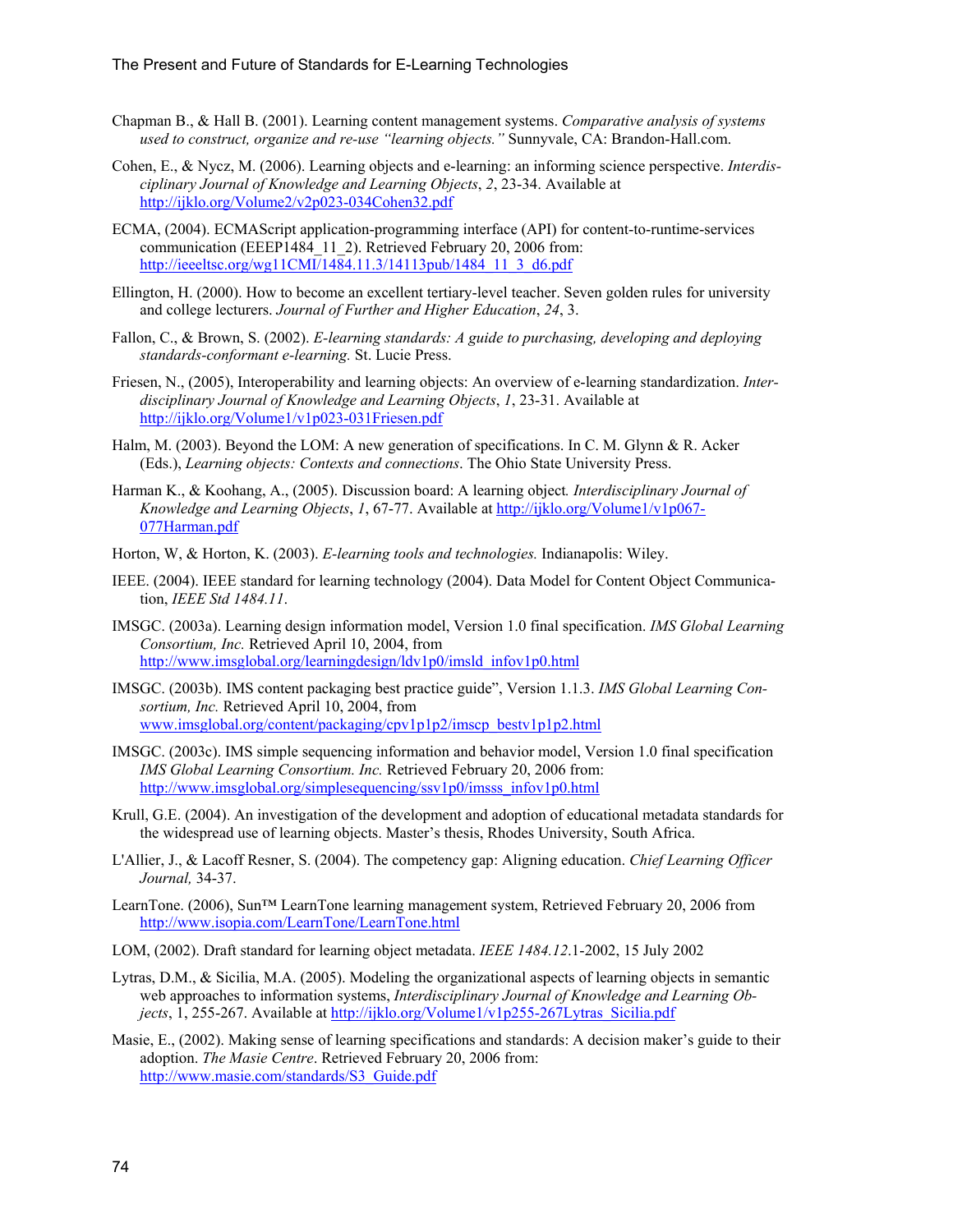Chapman B., & Hall B. (2001). Learning content management systems. *Comparative analysis of systems used to construct, organize and re-use "learning objects."* Sunnyvale, CA: Brandon-Hall.com.

Cohen, E., & Nycz, M. (2006). Learning objects and e-learning: an informing science perspective. *Interdisciplinary Journal of Knowledge and Learning Objects*, *2*, 23-34. Available at http://ijklo.org/Volume2/v2p023-034Cohen32.pdf

ECMA, (2004). ECMAScript application-programming interface (API) for content-to-runtime-services communication (EEEP1484_11_2). Retrieved February 20, 2006 from: http://ieeeltsc.org/wg11CMI/1484.11.3/14113pub/1484_11_3_d6.pdf

Ellington, H. (2000). How to become an excellent tertiary-level teacher. Seven golden rules for university and college lecturers. *Journal of Further and Higher Education*, *24*, 3.

Fallon, C., & Brown, S. (2002). *E-learning standards: A guide to purchasing, developing and deploying standards-conformant e-learning.* St. Lucie Press.

Friesen, N., (2005), Interoperability and learning objects: An overview of e-learning standardization. *Interdisciplinary Journal of Knowledge and Learning Objects*, *1*, 23-31. Available at http://ijklo.org/Volume1/v1p023-031Friesen.pdf

Halm, M. (2003). Beyond the LOM: A new generation of specifications. In C. M. Glynn & R. Acker (Eds.), *Learning objects: Contexts and connections*. The Ohio State University Press.

Harman K., & Koohang, A., (2005). Discussion board: A learning object*. Interdisciplinary Journal of Knowledge and Learning Objects*, *1*, 67-77. Available at http://ijklo.org/Volume1/v1p067-077Harman.pdf

Horton, W, & Horton, K. (2003). *E-learning tools and technologies.* Indianapolis: Wiley.

IEEE. (2004). IEEE standard for learning technology (2004). Data Model for Content Object Communication, *IEEE Std 1484.11*.

IMSGC. (2003a). Learning design information model, Version 1.0 final specification. *IMS Global Learning Consortium, Inc.* Retrieved April 10, 2004, from http://www.imsglobal.org/learningdesign/ldv1p0/imsld_infov1p0.html

IMSGC. (2003b). IMS content packaging best practice guide", Version 1.1.3. *IMS Global Learning Consortium, Inc.* Retrieved April 10, 2004, from www.imsglobal.org/content/packaging/cpv1p1p2/imscp_bestv1p1p2.html

IMSGC. (2003c). IMS simple sequencing information and behavior model, Version 1.0 final specification *IMS Global Learning Consortium. Inc.* Retrieved February 20, 2006 from: http://www.imsglobal.org/simplesequencing/ssv1p0/imsss_infov1p0.html

Krull, G.E. (2004). An investigation of the development and adoption of educational metadata standards for the widespread use of learning objects. Master's thesis, Rhodes University, South Africa.

L'Allier, J., & Lacoff Resner, S. (2004). The competency gap: Aligning education. *Chief Learning Officer Journal,* 34-37.

LearnTone. (2006), Sun™ LearnTone learning management system, Retrieved February 20, 2006 from http://www.isopia.com/LearnTone/LearnTone.html

LOM, (2002). Draft standard for learning object metadata. *IEEE 1484.12*.1-2002, 15 July 2002

Lytras, D.M., & Sicilia, M.A. (2005). Modeling the organizational aspects of learning objects in semantic web approaches to information systems, *Interdisciplinary Journal of Knowledge and Learning Objects*, 1, 255-267. Available at http://ijklo.org/Volume1/v1p255-267Lytras_Sicilia.pdf

Masie, E., (2002). Making sense of learning specifications and standards: A decision maker's guide to their adoption. *The Masie Centre*. Retrieved February 20, 2006 from: http://www.masie.com/standards/S3_Guide.pdf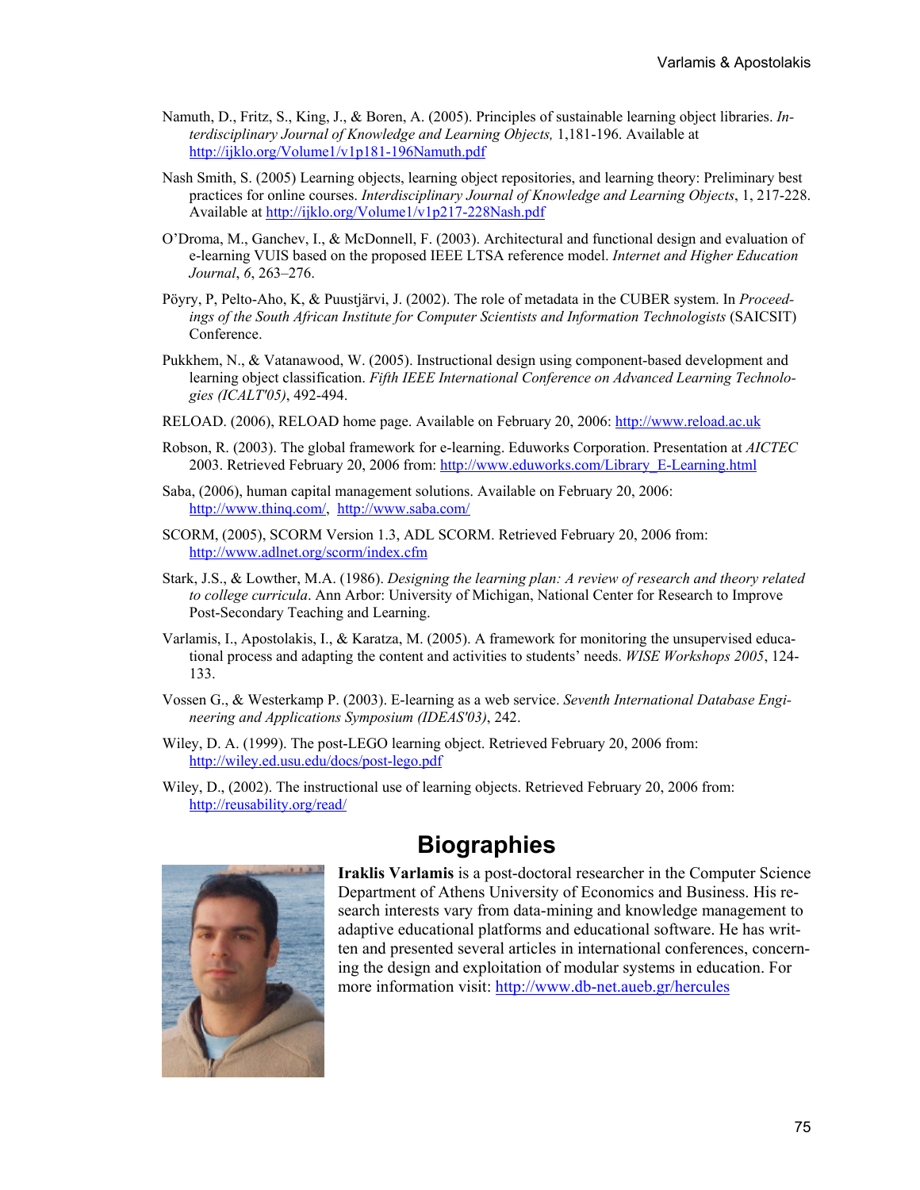Namuth, D., Fritz, S., King, J., & Boren, A. (2005). Principles of sustainable learning object libraries. *Interdisciplinary Journal of Knowledge and Learning Objects,* 1,181-196. Available at http://ijklo.org/Volume1/v1p181-196Namuth.pdf

Nash Smith, S. (2005) Learning objects, learning object repositories, and learning theory: Preliminary best practices for online courses. *Interdisciplinary Journal of Knowledge and Learning Objects*, 1, 217-228. Available at http://ijklo.org/Volume1/v1p217-228Nash.pdf

O'Droma, M., Ganchev, I., & McDonnell, F. (2003). Architectural and functional design and evaluation of e-learning VUIS based on the proposed IEEE LTSA reference model. *Internet and Higher Education Journal*, *6*, 263–276.

Pöyry, P, Pelto-Aho, K, & Puustjärvi, J. (2002). The role of metadata in the CUBER system. In *Proceedings of the South African Institute for Computer Scientists and Information Technologists* (SAICSIT) Conference.

Pukkhem, N., & Vatanawood, W. (2005). Instructional design using component-based development and learning object classification. *Fifth IEEE International Conference on Advanced Learning Technologies (ICALT'05)*, 492-494.

RELOAD. (2006), RELOAD home page. Available on February 20, 2006: http://www.reload.ac.uk

Robson, R. (2003). The global framework for e-learning. Eduworks Corporation. Presentation at *AICTEC* 2003. Retrieved February 20, 2006 from: http://www.eduworks.com/Library_E-Learning.html

Saba, (2006), human capital management solutions. Available on February 20, 2006: http://www.thinq.com/, http://www.saba.com/

SCORM, (2005), SCORM Version 1.3, ADL SCORM. Retrieved February 20, 2006 from: http://www.adlnet.org/scorm/index.cfm

Stark, J.S., & Lowther, M.A. (1986). *Designing the learning plan: A review of research and theory related to college curricula*. Ann Arbor: University of Michigan, National Center for Research to Improve Post-Secondary Teaching and Learning.

Varlamis, I., Apostolakis, I., & Karatza, M. (2005). A framework for monitoring the unsupervised educational process and adapting the content and activities to students' needs. *WISE Workshops 2005*, 124-133.

Vossen G., & Westerkamp P. (2003). E-learning as a web service. *Seventh International Database Engineering and Applications Symposium (IDEAS'03)*, 242.

Wiley, D. A. (1999). The post-LEGO learning object. Retrieved February 20, 2006 from: http://wiley.ed.usu.edu/docs/post-lego.pdf

Wiley, D., (2002). The instructional use of learning objects. Retrieved February 20, 2006 from: http://reusability.org/read/

# Biographies

**Iraklis Varlamis** is a post-doctoral researcher in the Computer Science Department of Athens University of Economics and Business. His research interests vary from data-mining and knowledge management to adaptive educational platforms and educational software. He has written and presented several articles in international conferences, concerning the design and exploitation of modular systems in education. For more information visit: http://www.db-net.aueb.gr/hercules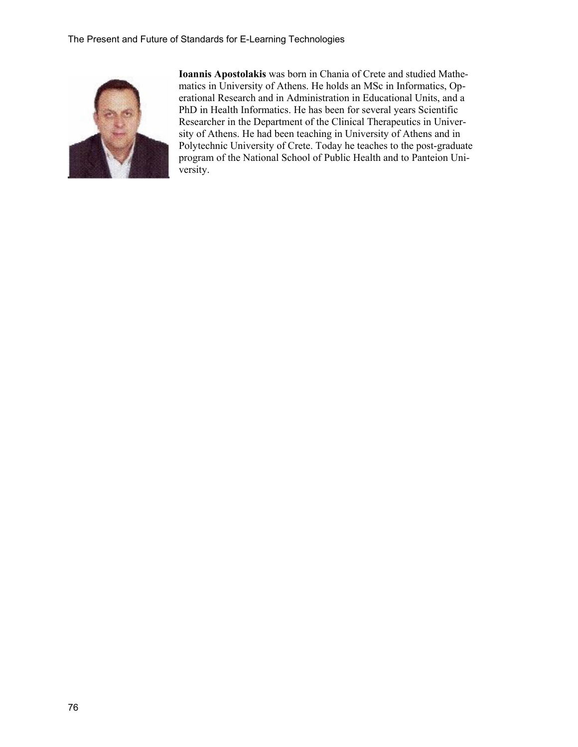**Ioannis Apostolakis** was born in Chania of Crete and studied Mathematics in University of Athens. He holds an MSc in Informatics, Operational Research and in Administration in Educational Units, and a PhD in Health Informatics. He has been for several years Scientific Researcher in the Department of the Clinical Therapeutics in University of Athens. He had been teaching in University of Athens and in Polytechnic University of Crete. Today he teaches to the post-graduate program of the National School of Public Health and to Panteion University.